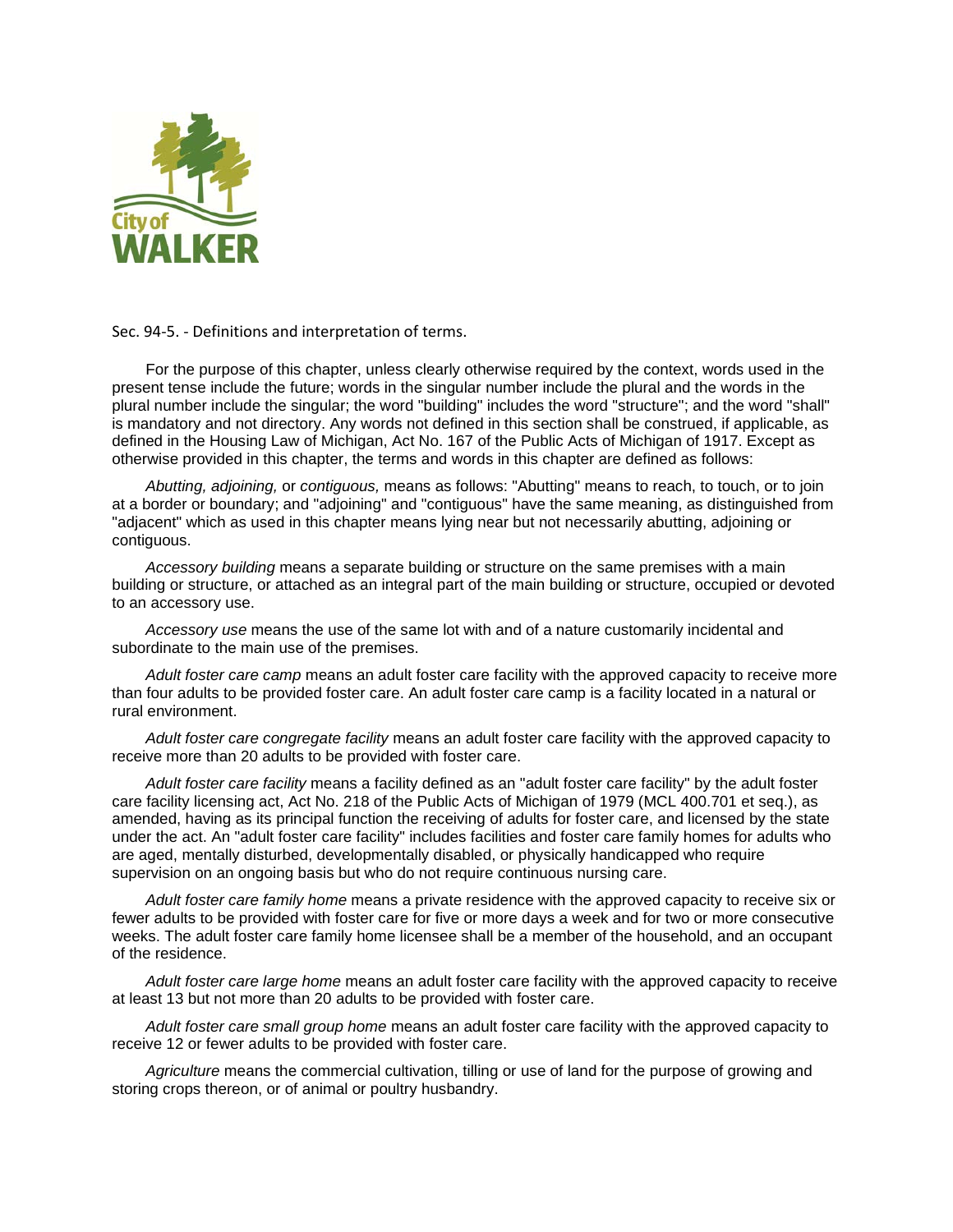City of WALKER

Sec. 94-5. - Definitions and interpretation of terms.

For the purpose of this chapter, unless clearly otherwise required by the context, words used in the present tense include the future; words in the singular number include the plural and the words in the plural number include the singular; the word "building" includes the word "structure"; and the word "shall" is mandatory and not directory. Any words not defined in this section shall be construed, if applicable, as defined in the Housing Law of Michigan, Act No. 167 of the Public Acts of Michigan of 1917. Except as otherwise provided in this chapter, the terms and words in this chapter are defined as follows:

*Abutting, adjoining,* or *contiguous,* means as follows: "Abutting" means to reach, to touch, or to join at a border or boundary; and "adjoining" and "contiguous" have the same meaning, as distinguished from "adjacent" which as used in this chapter means lying near but not necessarily abutting, adjoining or contiguous.

*Accessory building* means a separate building or structure on the same premises with a main building or structure, or attached as an integral part of the main building or structure, occupied or devoted to an accessory use.

*Accessory use* means the use of the same lot with and of a nature customarily incidental and subordinate to the main use of the premises.

*Adult foster care camp* means an adult foster care facility with the approved capacity to receive more than four adults to be provided foster care. An adult foster care camp is a facility located in a natural or rural environment.

*Adult foster care congregate facility* means an adult foster care facility with the approved capacity to receive more than 20 adults to be provided with foster care.

*Adult foster care facility* means a facility defined as an "adult foster care facility" by the adult foster care facility licensing act, Act No. 218 of the Public Acts of Michigan of 1979 (MCL 400.701 et seq.), as amended, having as its principal function the receiving of adults for foster care, and licensed by the state under the act. An "adult foster care facility" includes facilities and foster care family homes for adults who are aged, mentally disturbed, developmentally disabled, or physically handicapped who require supervision on an ongoing basis but who do not require continuous nursing care.

*Adult foster care family home* means a private residence with the approved capacity to receive six or fewer adults to be provided with foster care for five or more days a week and for two or more consecutive weeks. The adult foster care family home licensee shall be a member of the household, and an occupant of the residence.

*Adult foster care large home* means an adult foster care facility with the approved capacity to receive at least 13 but not more than 20 adults to be provided with foster care.

*Adult foster care small group home* means an adult foster care facility with the approved capacity to receive 12 or fewer adults to be provided with foster care.

*Agriculture* means the commercial cultivation, tilling or use of land for the purpose of growing and storing crops thereon, or of animal or poultry husbandry.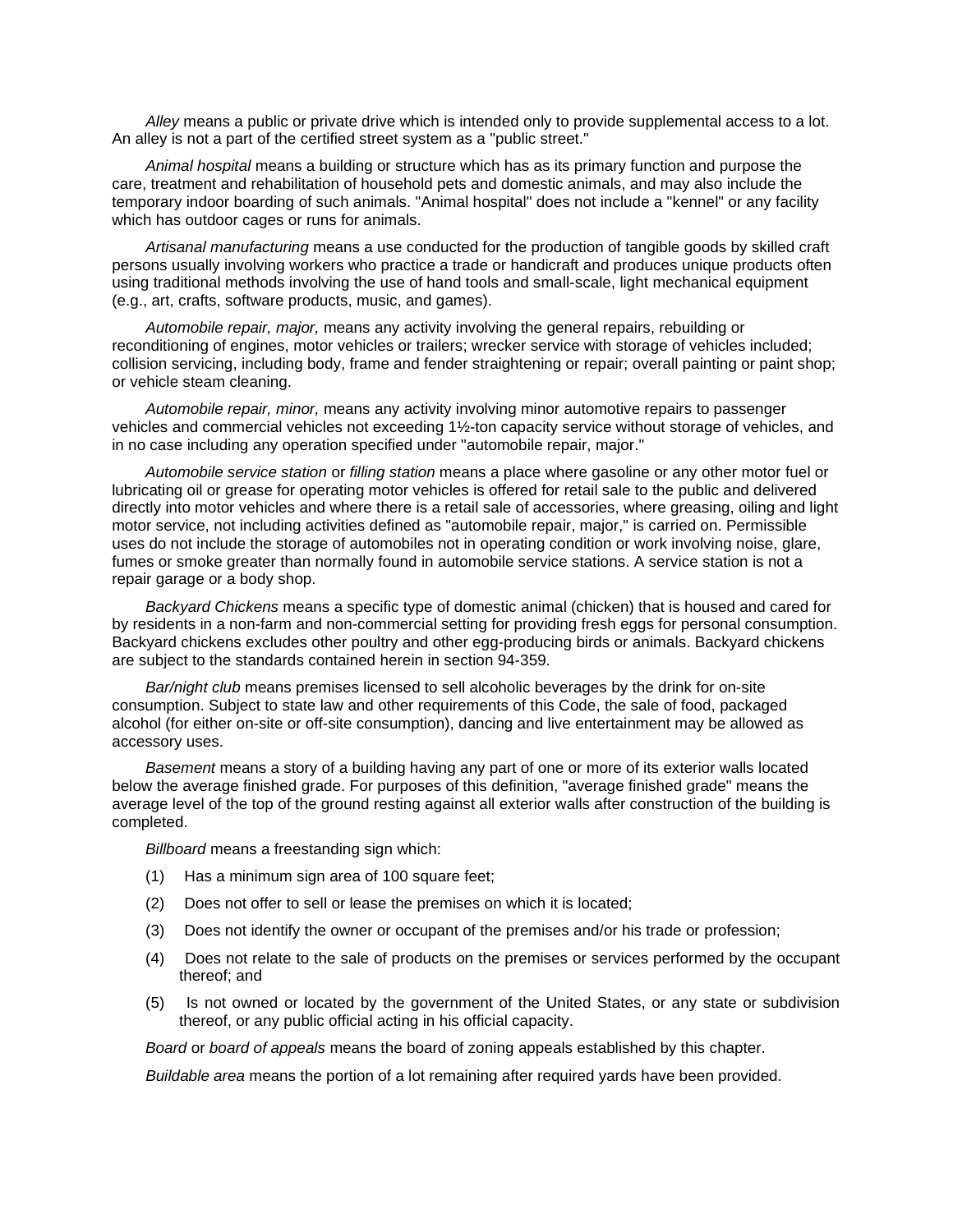*Alley* means a public or private drive which is intended only to provide supplemental access to a lot. An alley is not a part of the certified street system as a "public street."

*Animal hospital* means a building or structure which has as its primary function and purpose the care, treatment and rehabilitation of household pets and domestic animals, and may also include the temporary indoor boarding of such animals. "Animal hospital" does not include a "kennel" or any facility which has outdoor cages or runs for animals.

*Artisanal manufacturing* means a use conducted for the production of tangible goods by skilled craft persons usually involving workers who practice a trade or handicraft and produces unique products often using traditional methods involving the use of hand tools and small-scale, light mechanical equipment (e.g., art, crafts, software products, music, and games).

*Automobile repair, major,* means any activity involving the general repairs, rebuilding or reconditioning of engines, motor vehicles or trailers; wrecker service with storage of vehicles included; collision servicing, including body, frame and fender straightening or repair; overall painting or paint shop; or vehicle steam cleaning.

*Automobile repair, minor,* means any activity involving minor automotive repairs to passenger vehicles and commercial vehicles not exceeding 1½-ton capacity service without storage of vehicles, and in no case including any operation specified under "automobile repair, major."

*Automobile service station* or *filling station* means a place where gasoline or any other motor fuel or lubricating oil or grease for operating motor vehicles is offered for retail sale to the public and delivered directly into motor vehicles and where there is a retail sale of accessories, where greasing, oiling and light motor service, not including activities defined as "automobile repair, major," is carried on. Permissible uses do not include the storage of automobiles not in operating condition or work involving noise, glare, fumes or smoke greater than normally found in automobile service stations. A service station is not a repair garage or a body shop.

*Backyard Chickens* means a specific type of domestic animal (chicken) that is housed and cared for by residents in a non-farm and non-commercial setting for providing fresh eggs for personal consumption. Backyard chickens excludes other poultry and other egg-producing birds or animals. Backyard chickens are subject to the standards contained herein in section 94-359.

*Bar/night club* means premises licensed to sell alcoholic beverages by the drink for on-site consumption. Subject to state law and other requirements of this Code, the sale of food, packaged alcohol (for either on-site or off-site consumption), dancing and live entertainment may be allowed as accessory uses.

*Basement* means a story of a building having any part of one or more of its exterior walls located below the average finished grade. For purposes of this definition, "average finished grade" means the average level of the top of the ground resting against all exterior walls after construction of the building is completed.

*Billboard* means a freestanding sign which:

(1) Has a minimum sign area of 100 square feet;

(2) Does not offer to sell or lease the premises on which it is located;

(3) Does not identify the owner or occupant of the premises and/or his trade or profession;

(4) Does not relate to the sale of products on the premises or services performed by the occupant thereof; and

(5) Is not owned or located by the government of the United States, or any state or subdivision thereof, or any public official acting in his official capacity.

*Board* or *board of appeals* means the board of zoning appeals established by this chapter.

*Buildable area* means the portion of a lot remaining after required yards have been provided.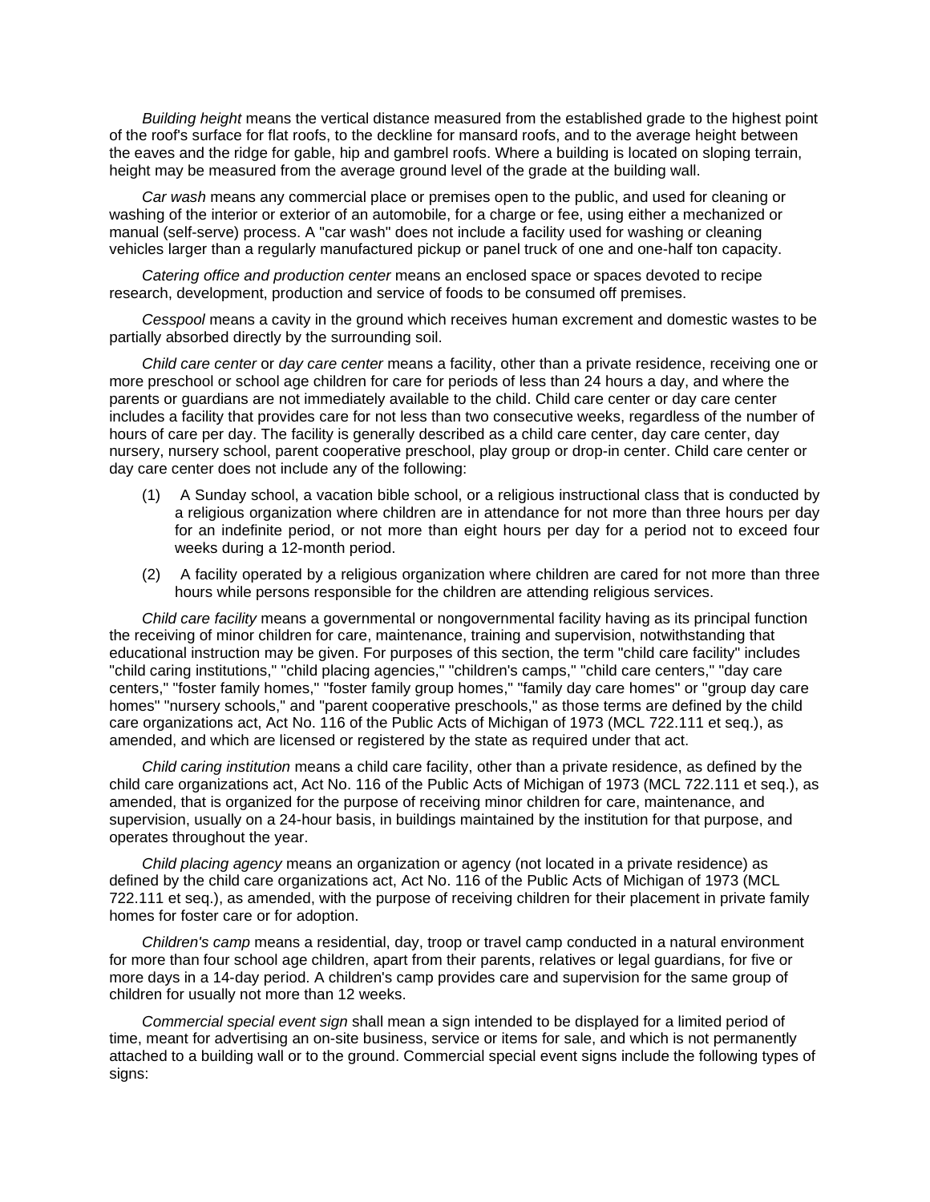*Building height* means the vertical distance measured from the established grade to the highest point of the roof's surface for flat roofs, to the deckline for mansard roofs, and to the average height between the eaves and the ridge for gable, hip and gambrel roofs. Where a building is located on sloping terrain, height may be measured from the average ground level of the grade at the building wall.

*Car wash* means any commercial place or premises open to the public, and used for cleaning or washing of the interior or exterior of an automobile, for a charge or fee, using either a mechanized or manual (self-serve) process. A "car wash" does not include a facility used for washing or cleaning vehicles larger than a regularly manufactured pickup or panel truck of one and one-half ton capacity.

*Catering office and production center* means an enclosed space or spaces devoted to recipe research, development, production and service of foods to be consumed off premises.

*Cesspool* means a cavity in the ground which receives human excrement and domestic wastes to be partially absorbed directly by the surrounding soil.

*Child care center* or *day care center* means a facility, other than a private residence, receiving one or more preschool or school age children for care for periods of less than 24 hours a day, and where the parents or guardians are not immediately available to the child. Child care center or day care center includes a facility that provides care for not less than two consecutive weeks, regardless of the number of hours of care per day. The facility is generally described as a child care center, day care center, day nursery, nursery school, parent cooperative preschool, play group or drop-in center. Child care center or day care center does not include any of the following:

(1) A Sunday school, a vacation bible school, or a religious instructional class that is conducted by a religious organization where children are in attendance for not more than three hours per day for an indefinite period, or not more than eight hours per day for a period not to exceed four weeks during a 12-month period.

(2) A facility operated by a religious organization where children are cared for not more than three hours while persons responsible for the children are attending religious services.

*Child care facility* means a governmental or nongovernmental facility having as its principal function the receiving of minor children for care, maintenance, training and supervision, notwithstanding that educational instruction may be given. For purposes of this section, the term "child care facility" includes "child caring institutions," "child placing agencies," "children's camps," "child care centers," "day care centers," "foster family homes," "foster family group homes," "family day care homes" or "group day care homes" "nursery schools," and "parent cooperative preschools," as those terms are defined by the child care organizations act, Act No. 116 of the Public Acts of Michigan of 1973 (MCL 722.111 et seq.), as amended, and which are licensed or registered by the state as required under that act.

*Child caring institution* means a child care facility, other than a private residence, as defined by the child care organizations act, Act No. 116 of the Public Acts of Michigan of 1973 (MCL 722.111 et seq.), as amended, that is organized for the purpose of receiving minor children for care, maintenance, and supervision, usually on a 24-hour basis, in buildings maintained by the institution for that purpose, and operates throughout the year.

*Child placing agency* means an organization or agency (not located in a private residence) as defined by the child care organizations act, Act No. 116 of the Public Acts of Michigan of 1973 (MCL 722.111 et seq.), as amended, with the purpose of receiving children for their placement in private family homes for foster care or for adoption.

*Children's camp* means a residential, day, troop or travel camp conducted in a natural environment for more than four school age children, apart from their parents, relatives or legal guardians, for five or more days in a 14-day period. A children's camp provides care and supervision for the same group of children for usually not more than 12 weeks.

*Commercial special event sign* shall mean a sign intended to be displayed for a limited period of time, meant for advertising an on-site business, service or items for sale, and which is not permanently attached to a building wall or to the ground. Commercial special event signs include the following types of signs: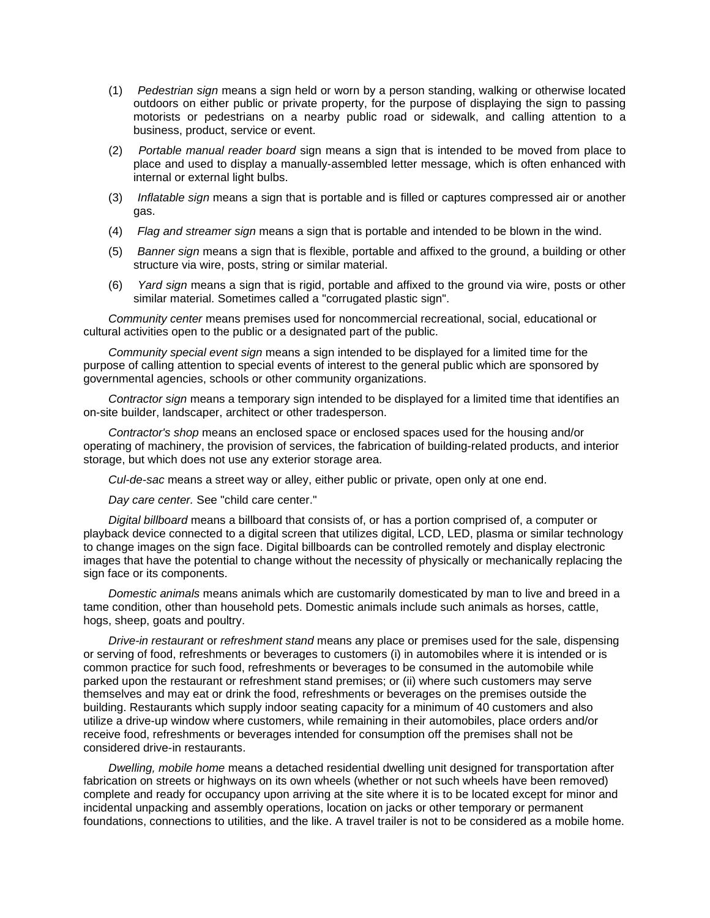(1) *Pedestrian sign* means a sign held or worn by a person standing, walking or otherwise located outdoors on either public or private property, for the purpose of displaying the sign to passing motorists or pedestrians on a nearby public road or sidewalk, and calling attention to a business, product, service or event.

(2) *Portable manual reader board* sign means a sign that is intended to be moved from place to place and used to display a manually-assembled letter message, which is often enhanced with internal or external light bulbs.

(3) *Inflatable sign* means a sign that is portable and is filled or captures compressed air or another gas.

(4) *Flag and streamer sign* means a sign that is portable and intended to be blown in the wind.

(5) *Banner sign* means a sign that is flexible, portable and affixed to the ground, a building or other structure via wire, posts, string or similar material.

(6) *Yard sign* means a sign that is rigid, portable and affixed to the ground via wire, posts or other similar material. Sometimes called a "corrugated plastic sign".

*Community center* means premises used for noncommercial recreational, social, educational or cultural activities open to the public or a designated part of the public.

*Community special event sign* means a sign intended to be displayed for a limited time for the purpose of calling attention to special events of interest to the general public which are sponsored by governmental agencies, schools or other community organizations.

*Contractor sign* means a temporary sign intended to be displayed for a limited time that identifies an on-site builder, landscaper, architect or other tradesperson.

*Contractor's shop* means an enclosed space or enclosed spaces used for the housing and/or operating of machinery, the provision of services, the fabrication of building-related products, and interior storage, but which does not use any exterior storage area.

*Cul-de-sac* means a street way or alley, either public or private, open only at one end.

*Day care center.* See "child care center."

*Digital billboard* means a billboard that consists of, or has a portion comprised of, a computer or playback device connected to a digital screen that utilizes digital, LCD, LED, plasma or similar technology to change images on the sign face. Digital billboards can be controlled remotely and display electronic images that have the potential to change without the necessity of physically or mechanically replacing the sign face or its components.

*Domestic animals* means animals which are customarily domesticated by man to live and breed in a tame condition, other than household pets. Domestic animals include such animals as horses, cattle, hogs, sheep, goats and poultry.

*Drive-in restaurant* or *refreshment stand* means any place or premises used for the sale, dispensing or serving of food, refreshments or beverages to customers (i) in automobiles where it is intended or is common practice for such food, refreshments or beverages to be consumed in the automobile while parked upon the restaurant or refreshment stand premises; or (ii) where such customers may serve themselves and may eat or drink the food, refreshments or beverages on the premises outside the building. Restaurants which supply indoor seating capacity for a minimum of 40 customers and also utilize a drive-up window where customers, while remaining in their automobiles, place orders and/or receive food, refreshments or beverages intended for consumption off the premises shall not be considered drive-in restaurants.

*Dwelling, mobile home* means a detached residential dwelling unit designed for transportation after fabrication on streets or highways on its own wheels (whether or not such wheels have been removed) complete and ready for occupancy upon arriving at the site where it is to be located except for minor and incidental unpacking and assembly operations, location on jacks or other temporary or permanent foundations, connections to utilities, and the like. A travel trailer is not to be considered as a mobile home.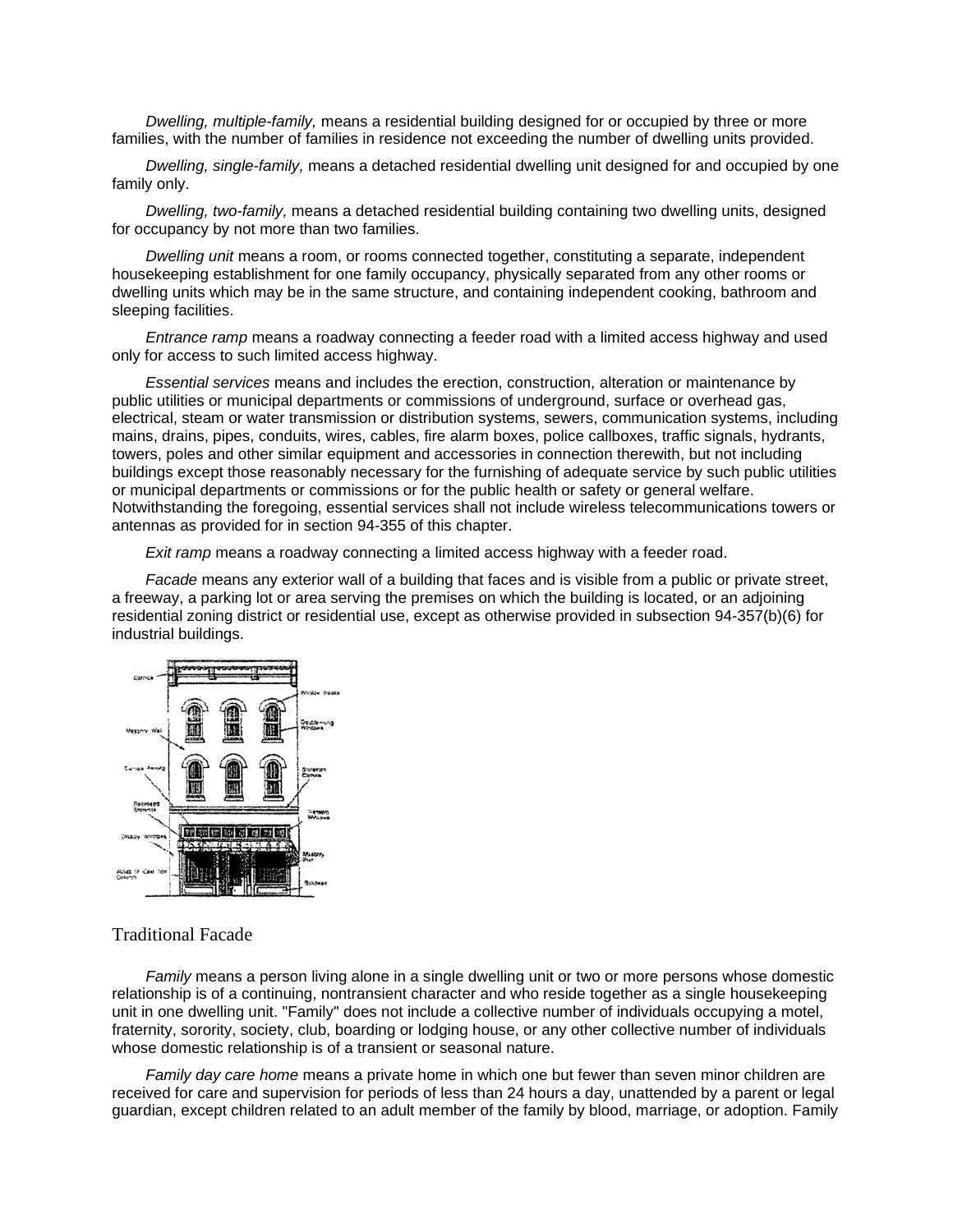*Dwelling, multiple-family,* means a residential building designed for or occupied by three or more families, with the number of families in residence not exceeding the number of dwelling units provided.

*Dwelling, single-family,* means a detached residential dwelling unit designed for and occupied by one family only.

*Dwelling, two-family,* means a detached residential building containing two dwelling units, designed for occupancy by not more than two families.

*Dwelling unit* means a room, or rooms connected together, constituting a separate, independent housekeeping establishment for one family occupancy, physically separated from any other rooms or dwelling units which may be in the same structure, and containing independent cooking, bathroom and sleeping facilities.

*Entrance ramp* means a roadway connecting a feeder road with a limited access highway and used only for access to such limited access highway.

*Essential services* means and includes the erection, construction, alteration or maintenance by public utilities or municipal departments or commissions of underground, surface or overhead gas, electrical, steam or water transmission or distribution systems, sewers, communication systems, including mains, drains, pipes, conduits, wires, cables, fire alarm boxes, police callboxes, traffic signals, hydrants, towers, poles and other similar equipment and accessories in connection therewith, but not including buildings except those reasonably necessary for the furnishing of adequate service by such public utilities or municipal departments or commissions or for the public health or safety or general welfare. Notwithstanding the foregoing, essential services shall not include wireless telecommunications towers or antennas as provided for in section 94-355 of this chapter.

*Exit ramp* means a roadway connecting a limited access highway with a feeder road.

*Facade* means any exterior wall of a building that faces and is visible from a public or private street, a freeway, a parking lot or area serving the premises on which the building is located, or an adjoining residential zoning district or residential use, except as otherwise provided in subsection 94-357(b)(6) for industrial buildings.

Traditional Facade

*Family* means a person living alone in a single dwelling unit or two or more persons whose domestic relationship is of a continuing, nontransient character and who reside together as a single housekeeping unit in one dwelling unit. "Family" does not include a collective number of individuals occupying a motel, fraternity, sorority, society, club, boarding or lodging house, or any other collective number of individuals whose domestic relationship is of a transient or seasonal nature.

*Family day care home* means a private home in which one but fewer than seven minor children are received for care and supervision for periods of less than 24 hours a day, unattended by a parent or legal guardian, except children related to an adult member of the family by blood, marriage, or adoption. Family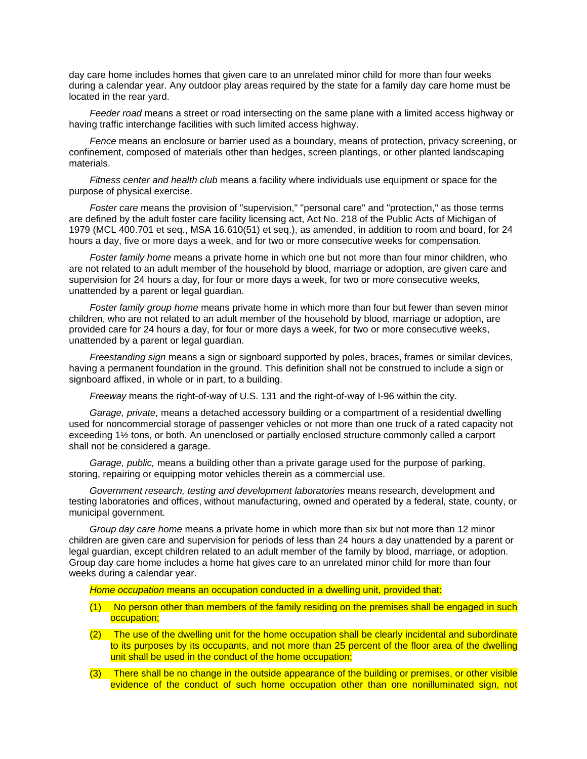day care home includes homes that given care to an unrelated minor child for more than four weeks during a calendar year. Any outdoor play areas required by the state for a family day care home must be located in the rear yard.

*Feeder road* means a street or road intersecting on the same plane with a limited access highway or having traffic interchange facilities with such limited access highway.

*Fence* means an enclosure or barrier used as a boundary, means of protection, privacy screening, or confinement, composed of materials other than hedges, screen plantings, or other planted landscaping materials.

*Fitness center and health club* means a facility where individuals use equipment or space for the purpose of physical exercise.

*Foster care* means the provision of "supervision," "personal care" and "protection," as those terms are defined by the adult foster care facility licensing act, Act No. 218 of the Public Acts of Michigan of 1979 (MCL 400.701 et seq., MSA 16.610(51) et seq.), as amended, in addition to room and board, for 24 hours a day, five or more days a week, and for two or more consecutive weeks for compensation.

*Foster family home* means a private home in which one but not more than four minor children, who are not related to an adult member of the household by blood, marriage or adoption, are given care and supervision for 24 hours a day, for four or more days a week, for two or more consecutive weeks, unattended by a parent or legal guardian.

*Foster family group home* means private home in which more than four but fewer than seven minor children, who are not related to an adult member of the household by blood, marriage or adoption, are provided care for 24 hours a day, for four or more days a week, for two or more consecutive weeks, unattended by a parent or legal guardian.

*Freestanding sign* means a sign or signboard supported by poles, braces, frames or similar devices, having a permanent foundation in the ground. This definition shall not be construed to include a sign or signboard affixed, in whole or in part, to a building.

*Freeway* means the right-of-way of U.S. 131 and the right-of-way of I-96 within the city.

*Garage, private,* means a detached accessory building or a compartment of a residential dwelling used for noncommercial storage of passenger vehicles or not more than one truck of a rated capacity not exceeding 1½ tons, or both. An unenclosed or partially enclosed structure commonly called a carport shall not be considered a garage.

*Garage, public,* means a building other than a private garage used for the purpose of parking, storing, repairing or equipping motor vehicles therein as a commercial use.

*Government research, testing and development laboratories* means research, development and testing laboratories and offices, without manufacturing, owned and operated by a federal, state, county, or municipal government.

*Group day care home* means a private home in which more than six but not more than 12 minor children are given care and supervision for periods of less than 24 hours a day unattended by a parent or legal guardian, except children related to an adult member of the family by blood, marriage, or adoption. Group day care home includes a home hat gives care to an unrelated minor child for more than four weeks during a calendar year.

*Home occupation* means an occupation conducted in a dwelling unit, provided that:

(1) No person other than members of the family residing on the premises shall be engaged in such occupation;

(2) The use of the dwelling unit for the home occupation shall be clearly incidental and subordinate to its purposes by its occupants, and not more than 25 percent of the floor area of the dwelling unit shall be used in the conduct of the home occupation;

(3) There shall be no change in the outside appearance of the building or premises, or other visible evidence of the conduct of such home occupation other than one nonilluminated sign, not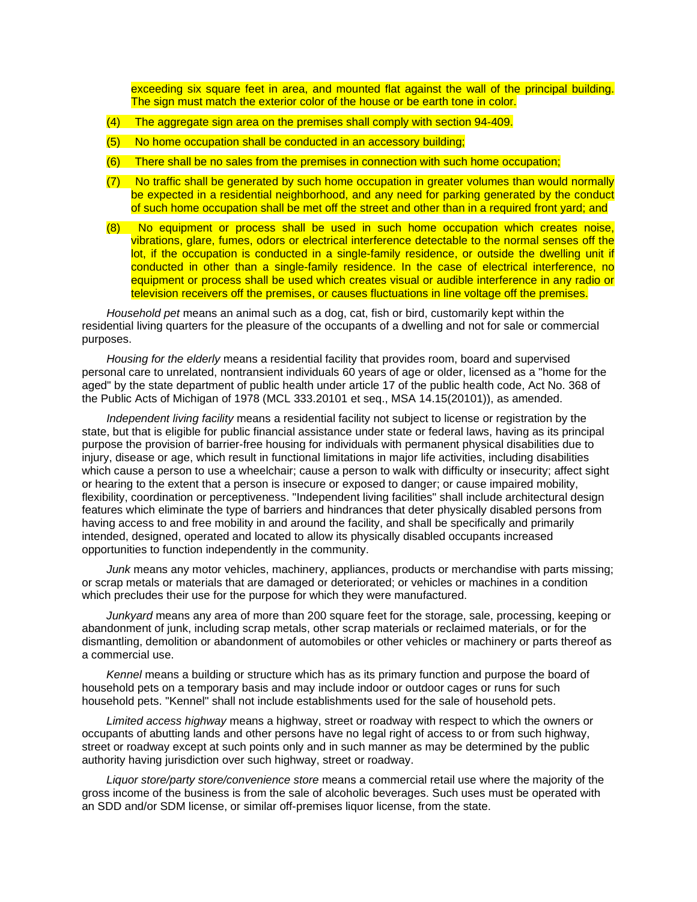exceeding six square feet in area, and mounted flat against the wall of the principal building. The sign must match the exterior color of the house or be earth tone in color.

(4) The aggregate sign area on the premises shall comply with section 94-409.

(5) No home occupation shall be conducted in an accessory building;

(6) There shall be no sales from the premises in connection with such home occupation;

(7) No traffic shall be generated by such home occupation in greater volumes than would normally be expected in a residential neighborhood, and any need for parking generated by the conduct of such home occupation shall be met off the street and other than in a required front yard; and

(8) No equipment or process shall be used in such home occupation which creates noise, vibrations, glare, fumes, odors or electrical interference detectable to the normal senses off the lot, if the occupation is conducted in a single-family residence, or outside the dwelling unit if conducted in other than a single-family residence. In the case of electrical interference, no equipment or process shall be used which creates visual or audible interference in any radio or television receivers off the premises, or causes fluctuations in line voltage off the premises.

*Household pet* means an animal such as a dog, cat, fish or bird, customarily kept within the residential living quarters for the pleasure of the occupants of a dwelling and not for sale or commercial purposes.

*Housing for the elderly* means a residential facility that provides room, board and supervised personal care to unrelated, nontransient individuals 60 years of age or older, licensed as a "home for the aged" by the state department of public health under article 17 of the public health code, Act No. 368 of the Public Acts of Michigan of 1978 (MCL 333.20101 et seq., MSA 14.15(20101)), as amended.

*Independent living facility* means a residential facility not subject to license or registration by the state, but that is eligible for public financial assistance under state or federal laws, having as its principal purpose the provision of barrier-free housing for individuals with permanent physical disabilities due to injury, disease or age, which result in functional limitations in major life activities, including disabilities which cause a person to use a wheelchair; cause a person to walk with difficulty or insecurity; affect sight or hearing to the extent that a person is insecure or exposed to danger; or cause impaired mobility, flexibility, coordination or perceptiveness. "Independent living facilities" shall include architectural design features which eliminate the type of barriers and hindrances that deter physically disabled persons from having access to and free mobility in and around the facility, and shall be specifically and primarily intended, designed, operated and located to allow its physically disabled occupants increased opportunities to function independently in the community.

*Junk* means any motor vehicles, machinery, appliances, products or merchandise with parts missing; or scrap metals or materials that are damaged or deteriorated; or vehicles or machines in a condition which precludes their use for the purpose for which they were manufactured.

*Junkyard* means any area of more than 200 square feet for the storage, sale, processing, keeping or abandonment of junk, including scrap metals, other scrap materials or reclaimed materials, or for the dismantling, demolition or abandonment of automobiles or other vehicles or machinery or parts thereof as a commercial use.

*Kennel* means a building or structure which has as its primary function and purpose the board of household pets on a temporary basis and may include indoor or outdoor cages or runs for such household pets. "Kennel" shall not include establishments used for the sale of household pets.

*Limited access highway* means a highway, street or roadway with respect to which the owners or occupants of abutting lands and other persons have no legal right of access to or from such highway, street or roadway except at such points only and in such manner as may be determined by the public authority having jurisdiction over such highway, street or roadway.

*Liquor store/party store/convenience store* means a commercial retail use where the majority of the gross income of the business is from the sale of alcoholic beverages. Such uses must be operated with an SDD and/or SDM license, or similar off-premises liquor license, from the state.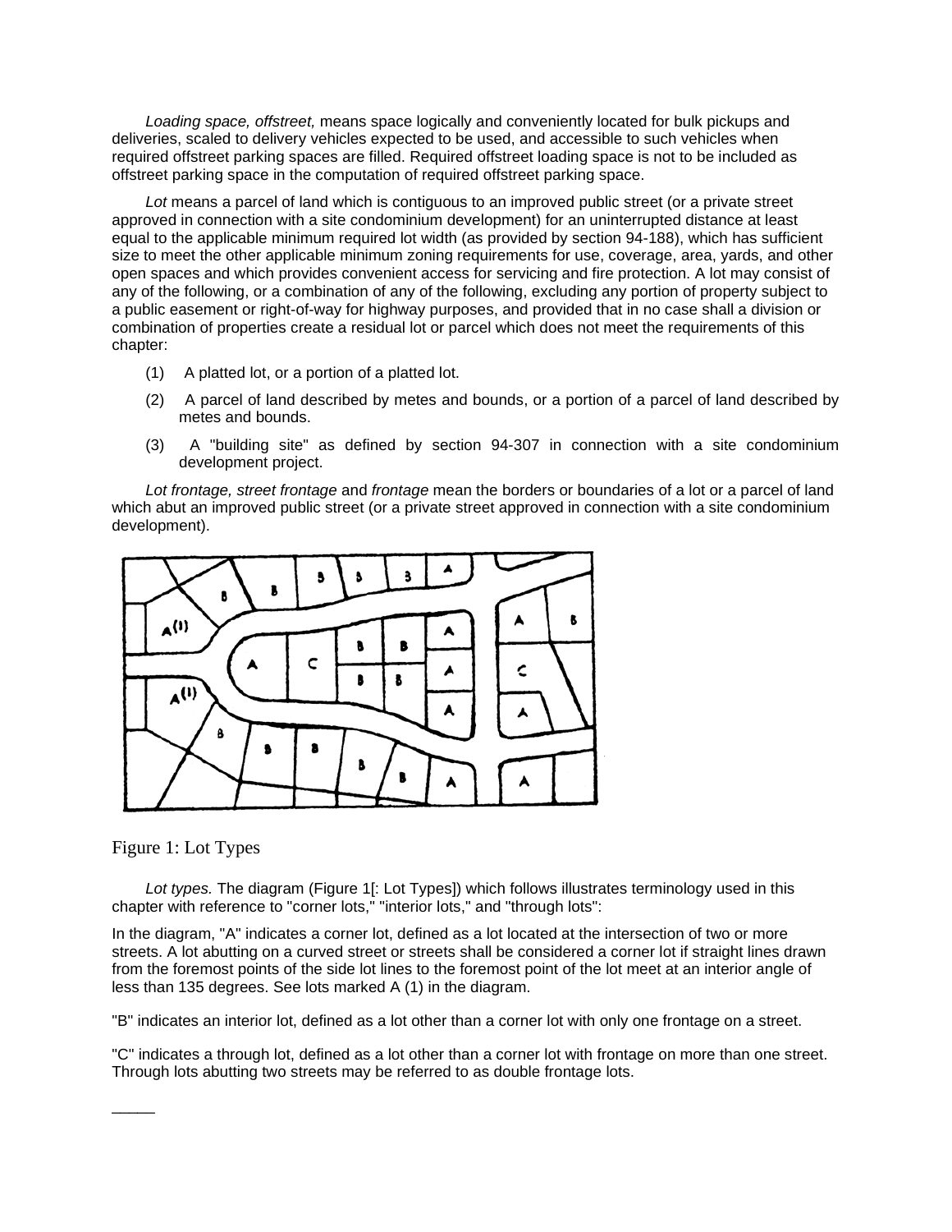*Loading space, offstreet,* means space logically and conveniently located for bulk pickups and deliveries, scaled to delivery vehicles expected to be used, and accessible to such vehicles when required offstreet parking spaces are filled. Required offstreet loading space is not to be included as offstreet parking space in the computation of required offstreet parking space.

*Lot* means a parcel of land which is contiguous to an improved public street (or a private street approved in connection with a site condominium development) for an uninterrupted distance at least equal to the applicable minimum required lot width (as provided by section 94-188), which has sufficient size to meet the other applicable minimum zoning requirements for use, coverage, area, yards, and other open spaces and which provides convenient access for servicing and fire protection. A lot may consist of any of the following, or a combination of any of the following, excluding any portion of property subject to a public easement or right-of-way for highway purposes, and provided that in no case shall a division or combination of properties create a residual lot or parcel which does not meet the requirements of this chapter:

(1) A platted lot, or a portion of a platted lot.

(2) A parcel of land described by metes and bounds, or a portion of a parcel of land described by metes and bounds.

(3) A "building site" as defined by section 94-307 in connection with a site condominium development project.

*Lot frontage, street frontage* and *frontage* mean the borders or boundaries of a lot or a parcel of land which abut an improved public street (or a private street approved in connection with a site condominium development).

Figure 1: Lot Types

*Lot types.* The diagram (Figure 1[: Lot Types]) which follows illustrates terminology used in this chapter with reference to "corner lots," "interior lots," and "through lots":

In the diagram, "A" indicates a corner lot, defined as a lot located at the intersection of two or more streets. A lot abutting on a curved street or streets shall be considered a corner lot if straight lines drawn from the foremost points of the side lot lines to the foremost point of the lot meet at an interior angle of less than 135 degrees. See lots marked A (1) in the diagram.

"B" indicates an interior lot, defined as a lot other than a corner lot with only one frontage on a street.

"C" indicates a through lot, defined as a lot other than a corner lot with frontage on more than one street. Through lots abutting two streets may be referred to as double frontage lots.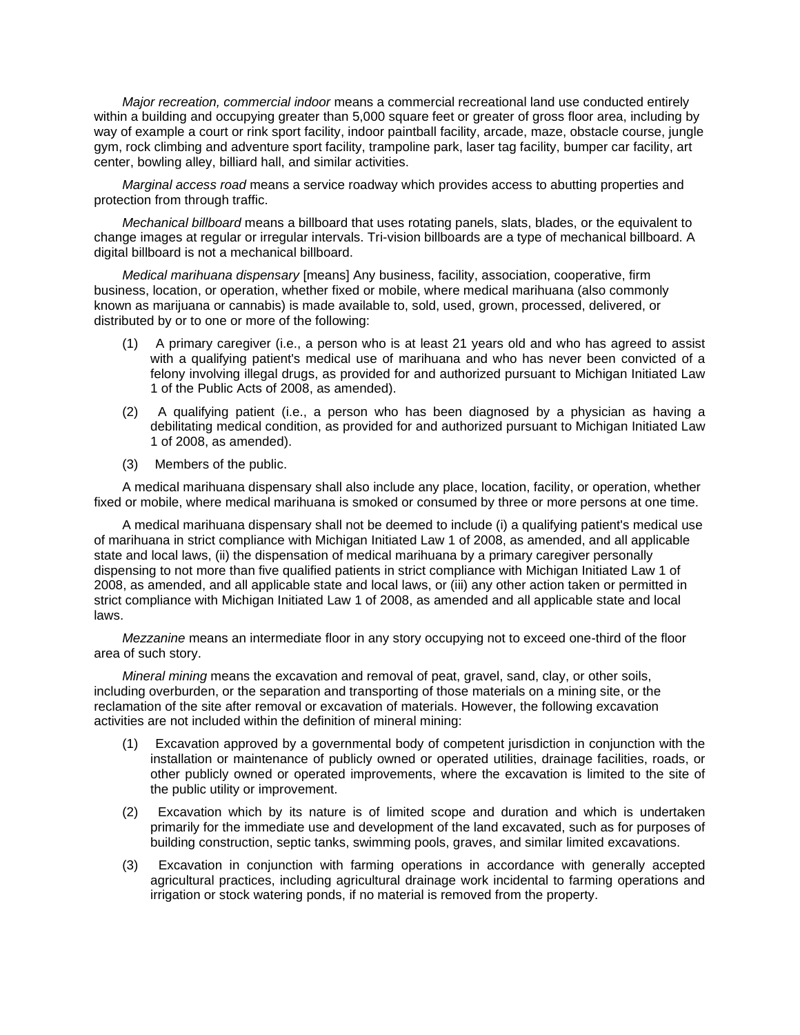*Major recreation, commercial indoor* means a commercial recreational land use conducted entirely within a building and occupying greater than 5,000 square feet or greater of gross floor area, including by way of example a court or rink sport facility, indoor paintball facility, arcade, maze, obstacle course, jungle gym, rock climbing and adventure sport facility, trampoline park, laser tag facility, bumper car facility, art center, bowling alley, billiard hall, and similar activities.

*Marginal access road* means a service roadway which provides access to abutting properties and protection from through traffic.

*Mechanical billboard* means a billboard that uses rotating panels, slats, blades, or the equivalent to change images at regular or irregular intervals. Tri-vision billboards are a type of mechanical billboard. A digital billboard is not a mechanical billboard.

*Medical marihuana dispensary* [means] Any business, facility, association, cooperative, firm business, location, or operation, whether fixed or mobile, where medical marihuana (also commonly known as marijuana or cannabis) is made available to, sold, used, grown, processed, delivered, or distributed by or to one or more of the following:

(1) A primary caregiver (i.e., a person who is at least 21 years old and who has agreed to assist with a qualifying patient's medical use of marihuana and who has never been convicted of a felony involving illegal drugs, as provided for and authorized pursuant to Michigan Initiated Law 1 of the Public Acts of 2008, as amended).

(2) A qualifying patient (i.e., a person who has been diagnosed by a physician as having a debilitating medical condition, as provided for and authorized pursuant to Michigan Initiated Law 1 of 2008, as amended).

(3) Members of the public.

A medical marihuana dispensary shall also include any place, location, facility, or operation, whether fixed or mobile, where medical marihuana is smoked or consumed by three or more persons at one time.

A medical marihuana dispensary shall not be deemed to include (i) a qualifying patient's medical use of marihuana in strict compliance with Michigan Initiated Law 1 of 2008, as amended, and all applicable state and local laws, (ii) the dispensation of medical marihuana by a primary caregiver personally dispensing to not more than five qualified patients in strict compliance with Michigan Initiated Law 1 of 2008, as amended, and all applicable state and local laws, or (iii) any other action taken or permitted in strict compliance with Michigan Initiated Law 1 of 2008, as amended and all applicable state and local laws.

*Mezzanine* means an intermediate floor in any story occupying not to exceed one-third of the floor area of such story.

*Mineral mining* means the excavation and removal of peat, gravel, sand, clay, or other soils, including overburden, or the separation and transporting of those materials on a mining site, or the reclamation of the site after removal or excavation of materials. However, the following excavation activities are not included within the definition of mineral mining:

(1) Excavation approved by a governmental body of competent jurisdiction in conjunction with the installation or maintenance of publicly owned or operated utilities, drainage facilities, roads, or other publicly owned or operated improvements, where the excavation is limited to the site of the public utility or improvement.

(2) Excavation which by its nature is of limited scope and duration and which is undertaken primarily for the immediate use and development of the land excavated, such as for purposes of building construction, septic tanks, swimming pools, graves, and similar limited excavations.

(3) Excavation in conjunction with farming operations in accordance with generally accepted agricultural practices, including agricultural drainage work incidental to farming operations and irrigation or stock watering ponds, if no material is removed from the property.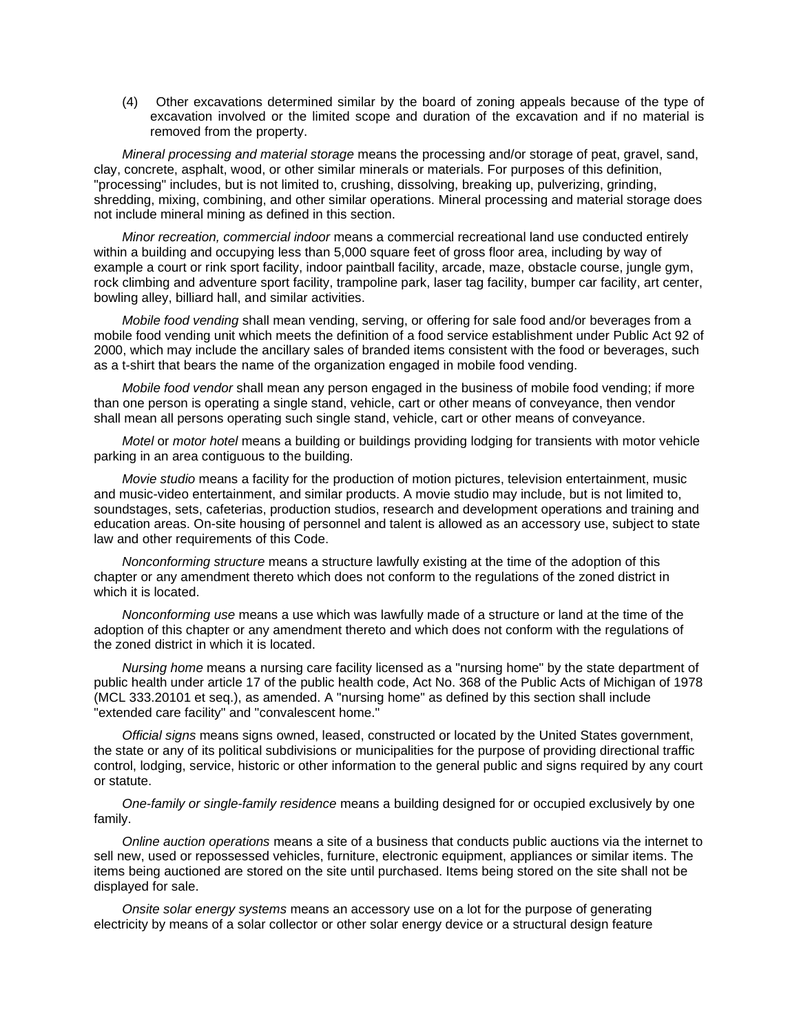(4) Other excavations determined similar by the board of zoning appeals because of the type of excavation involved or the limited scope and duration of the excavation and if no material is removed from the property.

*Mineral processing and material storage* means the processing and/or storage of peat, gravel, sand, clay, concrete, asphalt, wood, or other similar minerals or materials. For purposes of this definition, "processing" includes, but is not limited to, crushing, dissolving, breaking up, pulverizing, grinding, shredding, mixing, combining, and other similar operations. Mineral processing and material storage does not include mineral mining as defined in this section.

*Minor recreation, commercial indoor* means a commercial recreational land use conducted entirely within a building and occupying less than 5,000 square feet of gross floor area, including by way of example a court or rink sport facility, indoor paintball facility, arcade, maze, obstacle course, jungle gym, rock climbing and adventure sport facility, trampoline park, laser tag facility, bumper car facility, art center, bowling alley, billiard hall, and similar activities.

*Mobile food vending* shall mean vending, serving, or offering for sale food and/or beverages from a mobile food vending unit which meets the definition of a food service establishment under Public Act 92 of 2000, which may include the ancillary sales of branded items consistent with the food or beverages, such as a t-shirt that bears the name of the organization engaged in mobile food vending.

*Mobile food vendor* shall mean any person engaged in the business of mobile food vending; if more than one person is operating a single stand, vehicle, cart or other means of conveyance, then vendor shall mean all persons operating such single stand, vehicle, cart or other means of conveyance.

*Motel* or *motor hotel* means a building or buildings providing lodging for transients with motor vehicle parking in an area contiguous to the building.

*Movie studio* means a facility for the production of motion pictures, television entertainment, music and music-video entertainment, and similar products. A movie studio may include, but is not limited to, soundstages, sets, cafeterias, production studios, research and development operations and training and education areas. On-site housing of personnel and talent is allowed as an accessory use, subject to state law and other requirements of this Code.

*Nonconforming structure* means a structure lawfully existing at the time of the adoption of this chapter or any amendment thereto which does not conform to the regulations of the zoned district in which it is located.

*Nonconforming use* means a use which was lawfully made of a structure or land at the time of the adoption of this chapter or any amendment thereto and which does not conform with the regulations of the zoned district in which it is located.

*Nursing home* means a nursing care facility licensed as a "nursing home" by the state department of public health under article 17 of the public health code, Act No. 368 of the Public Acts of Michigan of 1978 (MCL 333.20101 et seq.), as amended. A "nursing home" as defined by this section shall include "extended care facility" and "convalescent home."

*Official signs* means signs owned, leased, constructed or located by the United States government, the state or any of its political subdivisions or municipalities for the purpose of providing directional traffic control, lodging, service, historic or other information to the general public and signs required by any court or statute.

*One-family or single-family residence* means a building designed for or occupied exclusively by one family.

*Online auction operations* means a site of a business that conducts public auctions via the internet to sell new, used or repossessed vehicles, furniture, electronic equipment, appliances or similar items. The items being auctioned are stored on the site until purchased. Items being stored on the site shall not be displayed for sale.

*Onsite solar energy systems* means an accessory use on a lot for the purpose of generating electricity by means of a solar collector or other solar energy device or a structural design feature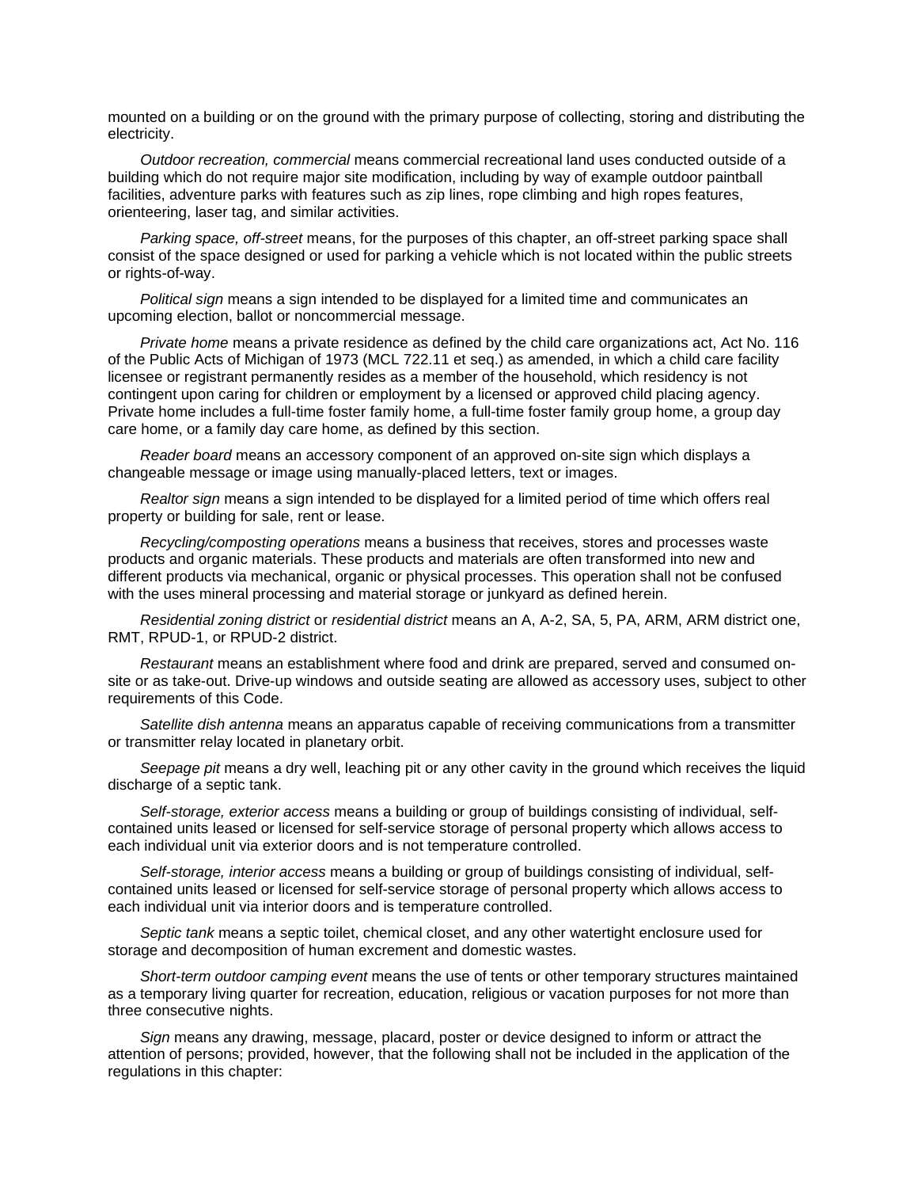mounted on a building or on the ground with the primary purpose of collecting, storing and distributing the electricity.

*Outdoor recreation, commercial* means commercial recreational land uses conducted outside of a building which do not require major site modification, including by way of example outdoor paintball facilities, adventure parks with features such as zip lines, rope climbing and high ropes features, orienteering, laser tag, and similar activities.

*Parking space, off-street* means, for the purposes of this chapter, an off-street parking space shall consist of the space designed or used for parking a vehicle which is not located within the public streets or rights-of-way.

*Political sign* means a sign intended to be displayed for a limited time and communicates an upcoming election, ballot or noncommercial message.

*Private home* means a private residence as defined by the child care organizations act, Act No. 116 of the Public Acts of Michigan of 1973 (MCL 722.11 et seq.) as amended, in which a child care facility licensee or registrant permanently resides as a member of the household, which residency is not contingent upon caring for children or employment by a licensed or approved child placing agency. Private home includes a full-time foster family home, a full-time foster family group home, a group day care home, or a family day care home, as defined by this section.

*Reader board* means an accessory component of an approved on-site sign which displays a changeable message or image using manually-placed letters, text or images.

*Realtor sign* means a sign intended to be displayed for a limited period of time which offers real property or building for sale, rent or lease.

*Recycling/composting operations* means a business that receives, stores and processes waste products and organic materials. These products and materials are often transformed into new and different products via mechanical, organic or physical processes. This operation shall not be confused with the uses mineral processing and material storage or junkyard as defined herein.

*Residential zoning district* or *residential district* means an A, A-2, SA, 5, PA, ARM, ARM district one, RMT, RPUD-1, or RPUD-2 district.

*Restaurant* means an establishment where food and drink are prepared, served and consumed on-site or as take-out. Drive-up windows and outside seating are allowed as accessory uses, subject to other requirements of this Code.

*Satellite dish antenna* means an apparatus capable of receiving communications from a transmitter or transmitter relay located in planetary orbit.

*Seepage pit* means a dry well, leaching pit or any other cavity in the ground which receives the liquid discharge of a septic tank.

*Self-storage, exterior access* means a building or group of buildings consisting of individual, self-contained units leased or licensed for self-service storage of personal property which allows access to each individual unit via exterior doors and is not temperature controlled.

*Self-storage, interior access* means a building or group of buildings consisting of individual, self-contained units leased or licensed for self-service storage of personal property which allows access to each individual unit via interior doors and is temperature controlled.

*Septic tank* means a septic toilet, chemical closet, and any other watertight enclosure used for storage and decomposition of human excrement and domestic wastes.

*Short-term outdoor camping event* means the use of tents or other temporary structures maintained as a temporary living quarter for recreation, education, religious or vacation purposes for not more than three consecutive nights.

*Sign* means any drawing, message, placard, poster or device designed to inform or attract the attention of persons; provided, however, that the following shall not be included in the application of the regulations in this chapter: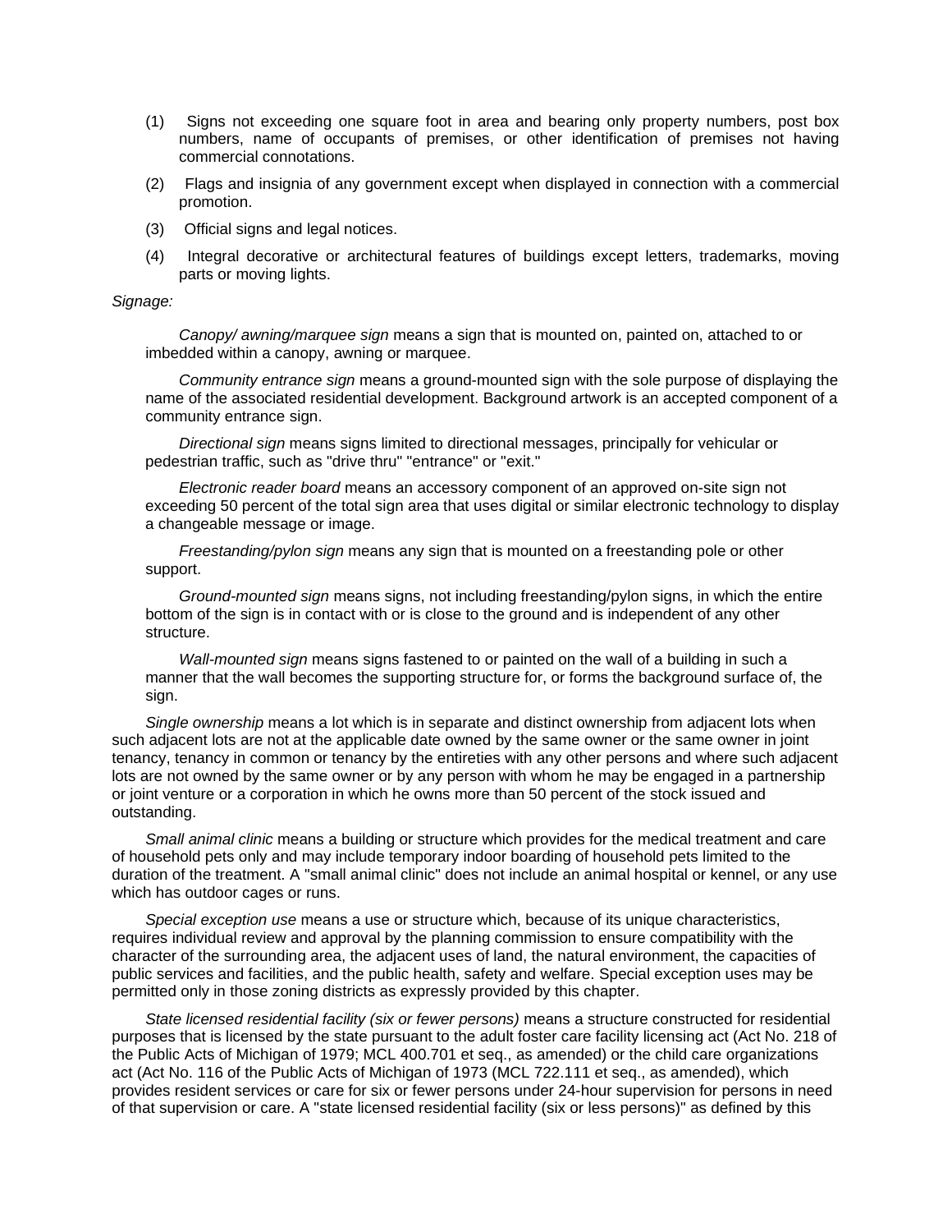(1) Signs not exceeding one square foot in area and bearing only property numbers, post box numbers, name of occupants of premises, or other identification of premises not having commercial connotations.

(2) Flags and insignia of any government except when displayed in connection with a commercial promotion.

(3) Official signs and legal notices.

(4) Integral decorative or architectural features of buildings except letters, trademarks, moving parts or moving lights.

*Signage:*

*Canopy/ awning/marquee sign* means a sign that is mounted on, painted on, attached to or imbedded within a canopy, awning or marquee.

*Community entrance sign* means a ground-mounted sign with the sole purpose of displaying the name of the associated residential development. Background artwork is an accepted component of a community entrance sign.

*Directional sign* means signs limited to directional messages, principally for vehicular or pedestrian traffic, such as "drive thru" "entrance" or "exit."

*Electronic reader board* means an accessory component of an approved on-site sign not exceeding 50 percent of the total sign area that uses digital or similar electronic technology to display a changeable message or image.

*Freestanding/pylon sign* means any sign that is mounted on a freestanding pole or other support.

*Ground-mounted sign* means signs, not including freestanding/pylon signs, in which the entire bottom of the sign is in contact with or is close to the ground and is independent of any other structure.

*Wall-mounted sign* means signs fastened to or painted on the wall of a building in such a manner that the wall becomes the supporting structure for, or forms the background surface of, the sign.

*Single ownership* means a lot which is in separate and distinct ownership from adjacent lots when such adjacent lots are not at the applicable date owned by the same owner or the same owner in joint tenancy, tenancy in common or tenancy by the entireties with any other persons and where such adjacent lots are not owned by the same owner or by any person with whom he may be engaged in a partnership or joint venture or a corporation in which he owns more than 50 percent of the stock issued and outstanding.

*Small animal clinic* means a building or structure which provides for the medical treatment and care of household pets only and may include temporary indoor boarding of household pets limited to the duration of the treatment. A "small animal clinic" does not include an animal hospital or kennel, or any use which has outdoor cages or runs.

*Special exception use* means a use or structure which, because of its unique characteristics, requires individual review and approval by the planning commission to ensure compatibility with the character of the surrounding area, the adjacent uses of land, the natural environment, the capacities of public services and facilities, and the public health, safety and welfare. Special exception uses may be permitted only in those zoning districts as expressly provided by this chapter.

*State licensed residential facility (six or fewer persons)* means a structure constructed for residential purposes that is licensed by the state pursuant to the adult foster care facility licensing act (Act No. 218 of the Public Acts of Michigan of 1979; MCL 400.701 et seq., as amended) or the child care organizations act (Act No. 116 of the Public Acts of Michigan of 1973 (MCL 722.111 et seq., as amended), which provides resident services or care for six or fewer persons under 24-hour supervision for persons in need of that supervision or care. A "state licensed residential facility (six or less persons)" as defined by this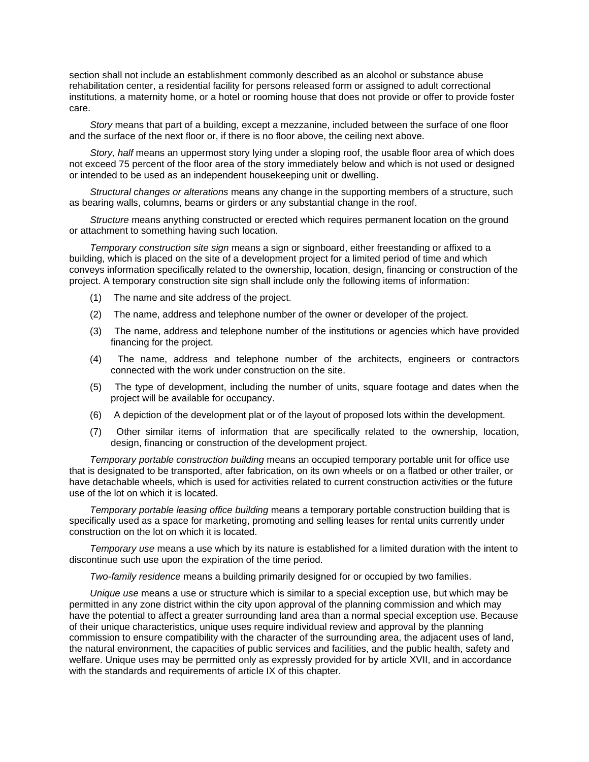section shall not include an establishment commonly described as an alcohol or substance abuse rehabilitation center, a residential facility for persons released form or assigned to adult correctional institutions, a maternity home, or a hotel or rooming house that does not provide or offer to provide foster care.

*Story* means that part of a building, except a mezzanine, included between the surface of one floor and the surface of the next floor or, if there is no floor above, the ceiling next above.

*Story, half* means an uppermost story lying under a sloping roof, the usable floor area of which does not exceed 75 percent of the floor area of the story immediately below and which is not used or designed or intended to be used as an independent housekeeping unit or dwelling.

*Structural changes or alterations* means any change in the supporting members of a structure, such as bearing walls, columns, beams or girders or any substantial change in the roof.

*Structure* means anything constructed or erected which requires permanent location on the ground or attachment to something having such location.

*Temporary construction site sign* means a sign or signboard, either freestanding or affixed to a building, which is placed on the site of a development project for a limited period of time and which conveys information specifically related to the ownership, location, design, financing or construction of the project. A temporary construction site sign shall include only the following items of information:

(1) The name and site address of the project.

(2) The name, address and telephone number of the owner or developer of the project.

(3) The name, address and telephone number of the institutions or agencies which have provided financing for the project.

(4) The name, address and telephone number of the architects, engineers or contractors connected with the work under construction on the site.

(5) The type of development, including the number of units, square footage and dates when the project will be available for occupancy.

(6) A depiction of the development plat or of the layout of proposed lots within the development.

(7) Other similar items of information that are specifically related to the ownership, location, design, financing or construction of the development project.

*Temporary portable construction building* means an occupied temporary portable unit for office use that is designated to be transported, after fabrication, on its own wheels or on a flatbed or other trailer, or have detachable wheels, which is used for activities related to current construction activities or the future use of the lot on which it is located.

*Temporary portable leasing office building* means a temporary portable construction building that is specifically used as a space for marketing, promoting and selling leases for rental units currently under construction on the lot on which it is located.

*Temporary use* means a use which by its nature is established for a limited duration with the intent to discontinue such use upon the expiration of the time period.

*Two-family residence* means a building primarily designed for or occupied by two families.

*Unique use* means a use or structure which is similar to a special exception use, but which may be permitted in any zone district within the city upon approval of the planning commission and which may have the potential to affect a greater surrounding land area than a normal special exception use. Because of their unique characteristics, unique uses require individual review and approval by the planning commission to ensure compatibility with the character of the surrounding area, the adjacent uses of land, the natural environment, the capacities of public services and facilities, and the public health, safety and welfare. Unique uses may be permitted only as expressly provided for by article XVII, and in accordance with the standards and requirements of article IX of this chapter.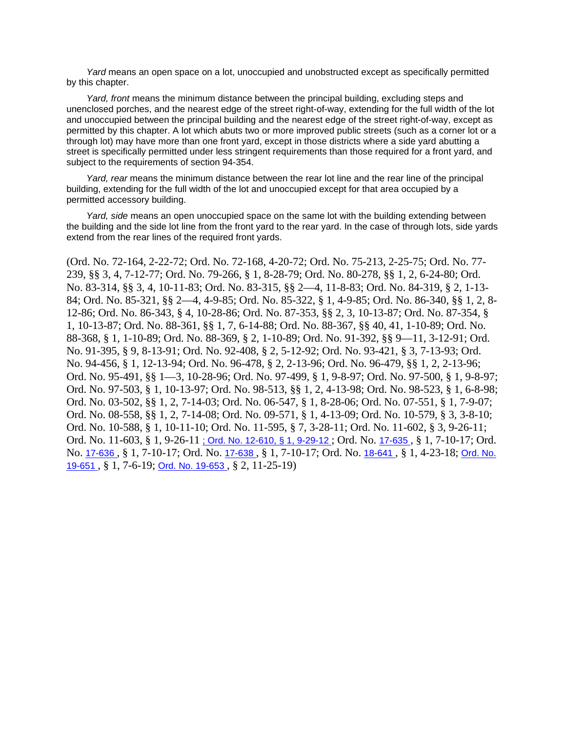*Yard* means an open space on a lot, unoccupied and unobstructed except as specifically permitted by this chapter.

*Yard, front* means the minimum distance between the principal building, excluding steps and unenclosed porches, and the nearest edge of the street right-of-way, extending for the full width of the lot and unoccupied between the principal building and the nearest edge of the street right-of-way, except as permitted by this chapter. A lot which abuts two or more improved public streets (such as a corner lot or a through lot) may have more than one front yard, except in those districts where a side yard abutting a street is specifically permitted under less stringent requirements than those required for a front yard, and subject to the requirements of section 94-354.

*Yard, rear* means the minimum distance between the rear lot line and the rear line of the principal building, extending for the full width of the lot and unoccupied except for that area occupied by a permitted accessory building.

*Yard, side* means an open unoccupied space on the same lot with the building extending between the building and the side lot line from the front yard to the rear yard. In the case of through lots, side yards extend from the rear lines of the required front yards.

(Ord. No. 72-164, 2-22-72; Ord. No. 72-168, 4-20-72; Ord. No. 75-213, 2-25-75; Ord. No. 77-239, §§ 3, 4, 7-12-77; Ord. No. 79-266, § 1, 8-28-79; Ord. No. 80-278, §§ 1, 2, 6-24-80; Ord. No. 83-314, §§ 3, 4, 10-11-83; Ord. No. 83-315, §§ 2—4, 11-8-83; Ord. No. 84-319, § 2, 1-13-84; Ord. No. 85-321, §§ 2—4, 4-9-85; Ord. No. 85-322, § 1, 4-9-85; Ord. No. 86-340, §§ 1, 2, 8-12-86; Ord. No. 86-343, § 4, 10-28-86; Ord. No. 87-353, §§ 2, 3, 10-13-87; Ord. No. 87-354, § 1, 10-13-87; Ord. No. 88-361, §§ 1, 7, 6-14-88; Ord. No. 88-367, §§ 40, 41, 1-10-89; Ord. No. 88-368, § 1, 1-10-89; Ord. No. 88-369, § 2, 1-10-89; Ord. No. 91-392, §§ 9—11, 3-12-91; Ord. No. 91-395, § 9, 8-13-91; Ord. No. 92-408, § 2, 5-12-92; Ord. No. 93-421, § 3, 7-13-93; Ord. No. 94-456, § 1, 12-13-94; Ord. No. 96-478, § 2, 2-13-96; Ord. No. 96-479, §§ 1, 2, 2-13-96; Ord. No. 95-491, §§ 1—3, 10-28-96; Ord. No. 97-499, § 1, 9-8-97; Ord. No. 97-500, § 1, 9-8-97; Ord. No. 97-503, § 1, 10-13-97; Ord. No. 98-513, §§ 1, 2, 4-13-98; Ord. No. 98-523, § 1, 6-8-98; Ord. No. 03-502, §§ 1, 2, 7-14-03; Ord. No. 06-547, § 1, 8-28-06; Ord. No. 07-551, § 1, 7-9-07; Ord. No. 08-558, §§ 1, 2, 7-14-08; Ord. No. 09-571, § 1, 4-13-09; Ord. No. 10-579, § 3, 3-8-10; Ord. No. 10-588, § 1, 10-11-10; Ord. No. 11-595, § 7, 3-28-11; Ord. No. 11-602, § 3, 9-26-11; Ord. No. 11-603, § 1, 9-26-11 ; Ord. No. 12-610, § 1, 9-29-12 ; Ord. No. 17-635 , § 1, 7-10-17; Ord. No. 17-636 , § 1, 7-10-17; Ord. No. 17-638 , § 1, 7-10-17; Ord. No. 18-641 , § 1, 4-23-18; Ord. No. 19-651 , § 1, 7-6-19; Ord. No. 19-653 , § 2, 11-25-19)